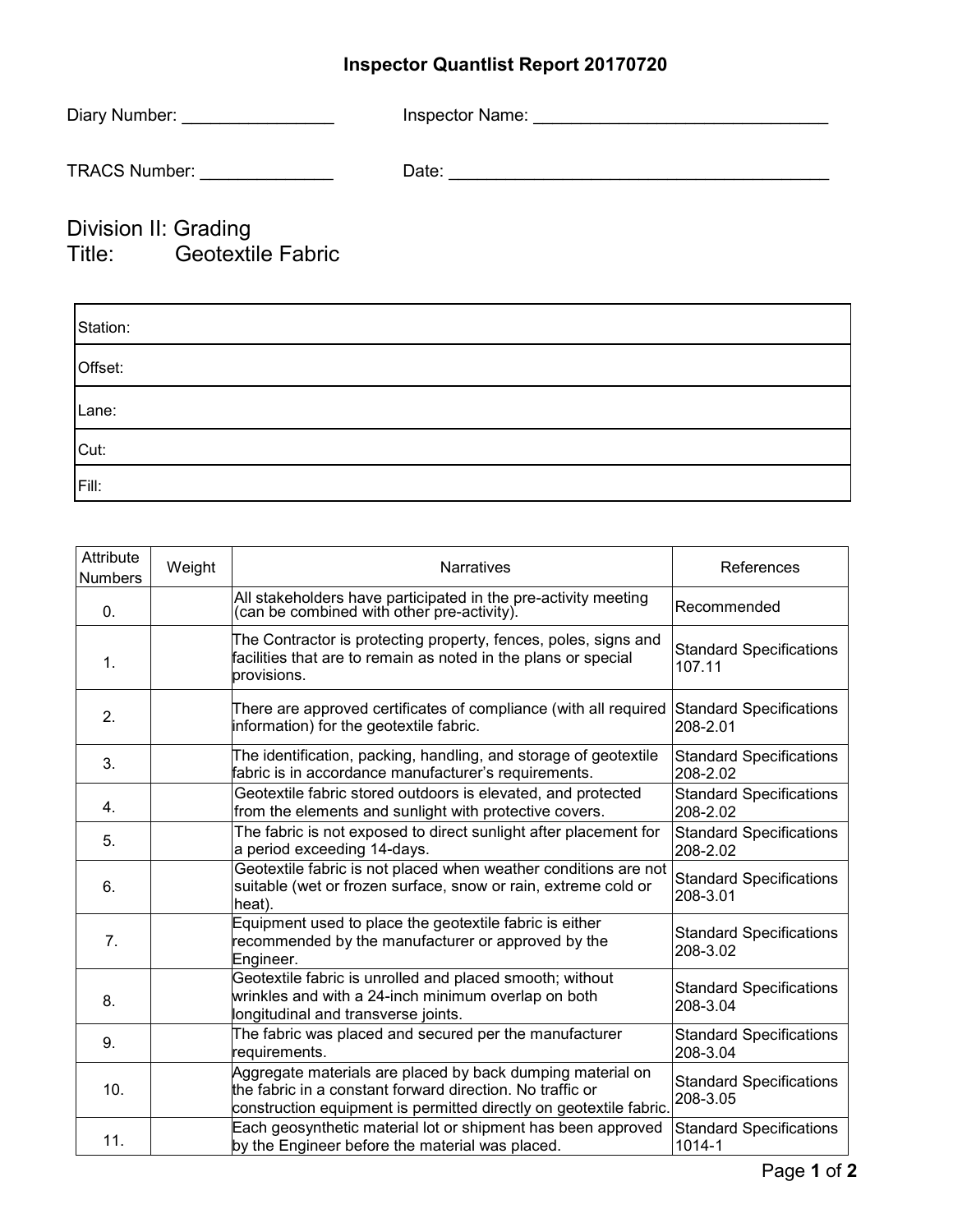# Inspector Quantlist Report 20170720

Diary Number: ________________ Inspector Name: _______________________________

TRACS Number: ______________ Date: _________________________________________

## Division II: Grading
## Title: Geotextile Fabric

| Station: |
|---|
| Offset: |
| Lane: |
| Cut: |
| Fill: |

| Attribute Numbers | Weight | Narratives | References |
|---|---|---|---|
| 0. | | All stakeholders have participated in the pre-activity meeting (can be combined with other pre-activity). | Recommended |
| 1. | | The Contractor is protecting property, fences, poles, signs and facilities that are to remain as noted in the plans or special provisions. | Standard Specifications 107.11 |
| 2. | | There are approved certificates of compliance (with all required information) for the geotextile fabric. | Standard Specifications 208-2.01 |
| 3. | | The identification, packing, handling, and storage of geotextile fabric is in accordance manufacturer's requirements. | Standard Specifications 208-2.02 |
| 4. | | Geotextile fabric stored outdoors is elevated, and protected from the elements and sunlight with protective covers. | Standard Specifications 208-2.02 |
| 5. | | The fabric is not exposed to direct sunlight after placement for a period exceeding 14-days. | Standard Specifications 208-2.02 |
| 6. | | Geotextile fabric is not placed when weather conditions are not suitable (wet or frozen surface, snow or rain, extreme cold or heat). | Standard Specifications 208-3.01 |
| 7. | | Equipment used to place the geotextile fabric is either recommended by the manufacturer or approved by the Engineer. | Standard Specifications 208-3.02 |
| 8. | | Geotextile fabric is unrolled and placed smooth; without wrinkles and with a 24-inch minimum overlap on both longitudinal and transverse joints. | Standard Specifications 208-3.04 |
| 9. | | The fabric was placed and secured per the manufacturer requirements. | Standard Specifications 208-3.04 |
| 10. | | Aggregate materials are placed by back dumping material on the fabric in a constant forward direction. No traffic or construction equipment is permitted directly on geotextile fabric. | Standard Specifications 208-3.05 |
| 11. | | Each geosynthetic material lot or shipment has been approved by the Engineer before the material was placed. | Standard Specifications 1014-1 |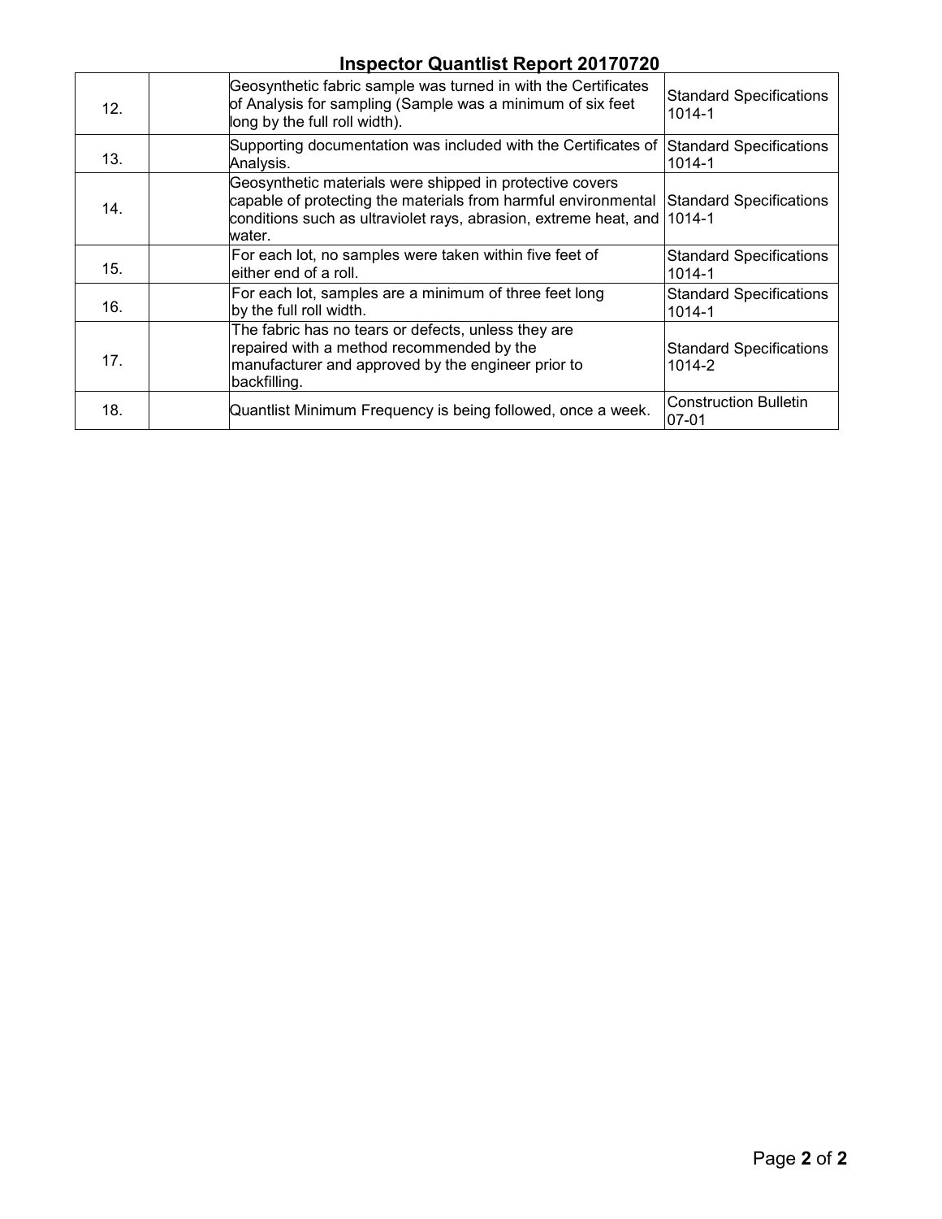## Inspector Quantlist Report 20170720

| | | | |
|---|---|---|---|
| 12. | | Geosynthetic fabric sample was turned in with the Certificates of Analysis for sampling (Sample was a minimum of six feet long by the full roll width). | Standard Specifications 1014-1 |
| 13. | | Supporting documentation was included with the Certificates of Analysis. | Standard Specifications 1014-1 |
| 14. | | Geosynthetic materials were shipped in protective covers capable of protecting the materials from harmful environmental conditions such as ultraviolet rays, abrasion, extreme heat, and water. | Standard Specifications 1014-1 |
| 15. | | For each lot, no samples were taken within five feet of either end of a roll. | Standard Specifications 1014-1 |
| 16. | | For each lot, samples are a minimum of three feet long by the full roll width. | Standard Specifications 1014-1 |
| 17. | | The fabric has no tears or defects, unless they are repaired with a method recommended by the manufacturer and approved by the engineer prior to backfilling. | Standard Specifications 1014-2 |
| 18. | | Quantlist Minimum Frequency is being followed, once a week. | Construction Bulletin 07-01 |